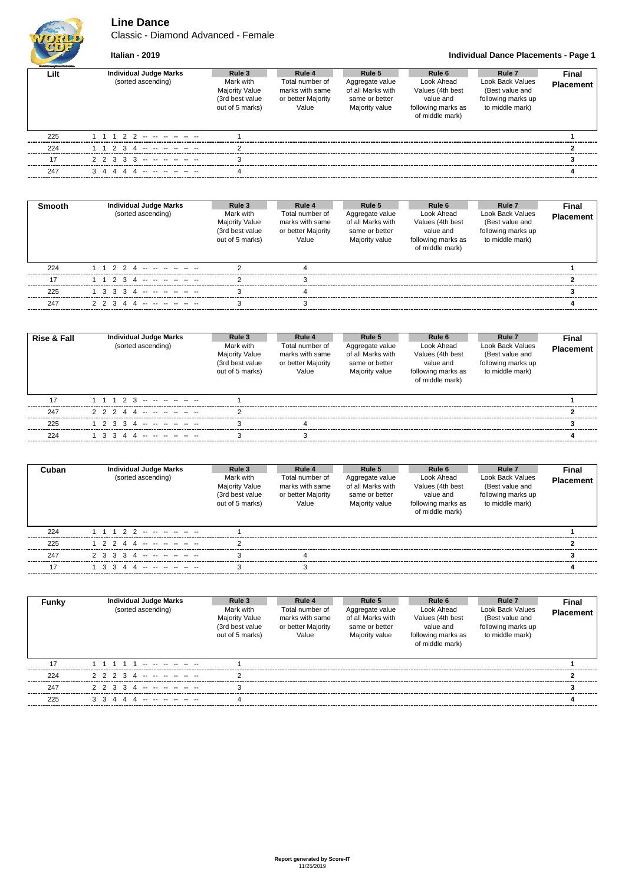# Line Dance

Classic - Diamond Advanced - Female

**Italian - 2019**

**Individual Dance Placements - Page 1**

| Lilt | Individual Judge Marks (sorted ascending) | Rule 3 Mark with Majority Value (3rd best value out of 5 marks) | Rule 4 Total number of marks with same or better Majority Value | Rule 5 Aggregate value of all Marks with same or better Majority value | Rule 6 Look Ahead Values (4th best value and following marks as of middle mark) | Rule 7 Look Back Values (Best value and following marks up to middle mark) | Final Placement |
|---|---|---|---|---|---|---|---|
| 225 | 1 1 1 2 2 -- -- -- -- -- -- | 1 | | | | | **1** |
| 224 | 1 1 2 3 4 -- -- -- -- -- -- | 2 | | | | | **2** |
| 17 | 2 2 3 3 3 -- -- -- -- -- -- | 3 | | | | | **3** |
| 247 | 3 4 4 4 4 -- -- -- -- -- -- | 4 | | | | | **4** |

| Smooth | Individual Judge Marks (sorted ascending) | Rule 3 Mark with Majority Value (3rd best value out of 5 marks) | Rule 4 Total number of marks with same or better Majority Value | Rule 5 Aggregate value of all Marks with same or better Majority value | Rule 6 Look Ahead Values (4th best value and following marks as of middle mark) | Rule 7 Look Back Values (Best value and following marks up to middle mark) | Final Placement |
|---|---|---|---|---|---|---|---|
| 224 | 1 1 2 2 4 -- -- -- -- -- -- | 2 | 4 | | | | **1** |
| 17 | 1 1 2 3 4 -- -- -- -- -- -- | 2 | 3 | | | | **2** |
| 225 | 1 3 3 3 4 -- -- -- -- -- -- | 3 | 4 | | | | **3** |
| 247 | 2 2 3 4 4 -- -- -- -- -- -- | 3 | 3 | | | | **4** |

| Rise & Fall | Individual Judge Marks (sorted ascending) | Rule 3 Mark with Majority Value (3rd best value out of 5 marks) | Rule 4 Total number of marks with same or better Majority Value | Rule 5 Aggregate value of all Marks with same or better Majority value | Rule 6 Look Ahead Values (4th best value and following marks as of middle mark) | Rule 7 Look Back Values (Best value and following marks up to middle mark) | Final Placement |
|---|---|---|---|---|---|---|---|
| 17 | 1 1 1 2 3 -- -- -- -- -- -- | 1 | | | | | **1** |
| 247 | 2 2 2 4 4 -- -- -- -- -- -- | 2 | | | | | **2** |
| 225 | 1 2 3 3 4 -- -- -- -- -- -- | 3 | 4 | | | | **3** |
| 224 | 1 3 3 4 4 -- -- -- -- -- -- | 3 | 3 | | | | **4** |

| Cuban | Individual Judge Marks (sorted ascending) | Rule 3 Mark with Majority Value (3rd best value out of 5 marks) | Rule 4 Total number of marks with same or better Majority Value | Rule 5 Aggregate value of all Marks with same or better Majority value | Rule 6 Look Ahead Values (4th best value and following marks as of middle mark) | Rule 7 Look Back Values (Best value and following marks up to middle mark) | Final Placement |
|---|---|---|---|---|---|---|---|
| 224 | 1 1 1 2 2 -- -- -- -- -- -- | 1 | | | | | **1** |
| 225 | 1 2 2 4 4 -- -- -- -- -- -- | 2 | | | | | **2** |
| 247 | 2 3 3 3 4 -- -- -- -- -- -- | 3 | 4 | | | | **3** |
| 17 | 1 3 3 4 4 -- -- -- -- -- -- | 3 | 3 | | | | **4** |

| Funky | Individual Judge Marks (sorted ascending) | Rule 3 Mark with Majority Value (3rd best value out of 5 marks) | Rule 4 Total number of marks with same or better Majority Value | Rule 5 Aggregate value of all Marks with same or better Majority value | Rule 6 Look Ahead Values (4th best value and following marks as of middle mark) | Rule 7 Look Back Values (Best value and following marks up to middle mark) | Final Placement |
|---|---|---|---|---|---|---|---|
| 17 | 1 1 1 1 1 -- -- -- -- -- -- | 1 | | | | | **1** |
| 224 | 2 2 2 3 4 -- -- -- -- -- -- | 2 | | | | | **2** |
| 247 | 2 2 3 3 4 -- -- -- -- -- -- | 3 | | | | | **3** |
| 225 | 3 3 4 4 4 -- -- -- -- -- -- | 4 | | | | | **4** |

**Report generated by Score-IT**
11/25/2019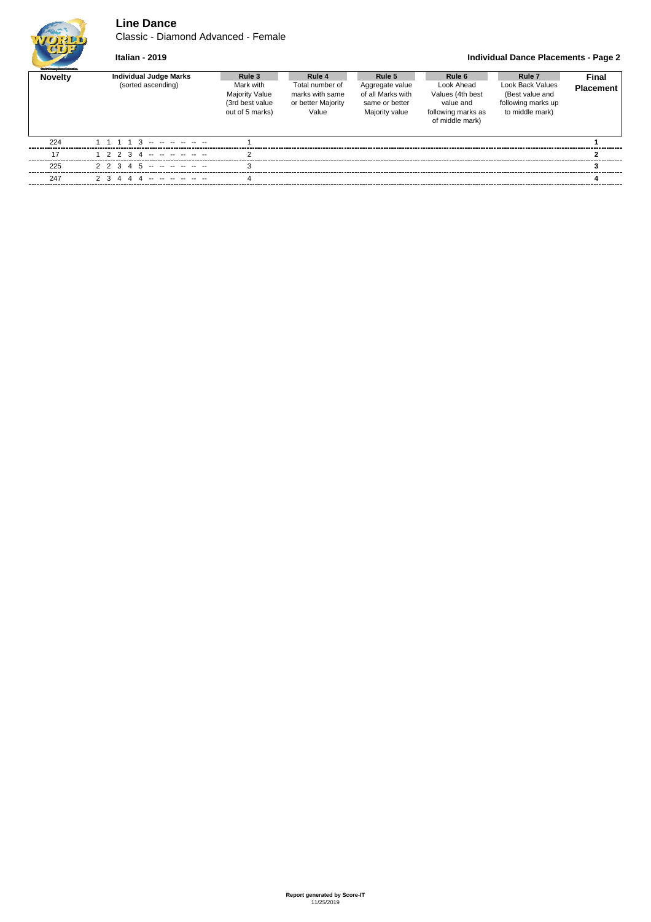# Line Dance

Classic - Diamond Advanced - Female

**Italian - 2019**

**Individual Dance Placements - Page 2**

| Novelty | Individual Judge Marks (sorted ascending) | Rule 3 Mark with Majority Value (3rd best value out of 5 marks) | Rule 4 Total number of marks with same or better Majority Value | Rule 5 Aggregate value of all Marks with same or better Majority value | Rule 6 Look Ahead Values (4th best value and following marks as of middle mark) | Rule 7 Look Back Values (Best value and following marks up to middle mark) | Final Placement |
|---|---|---|---|---|---|---|---|
| 224 | 1 1 1 1 3 -- -- -- -- -- -- | 1 | | | | | **1** |
| 17 | 1 2 2 3 4 -- -- -- -- -- -- | 2 | | | | | **2** |
| 225 | 2 2 3 4 5 -- -- -- -- -- -- | 3 | | | | | **3** |
| 247 | 2 3 4 4 4 -- -- -- -- -- -- | 4 | | | | | **4** |

**Report generated by Score-IT**
11/25/2019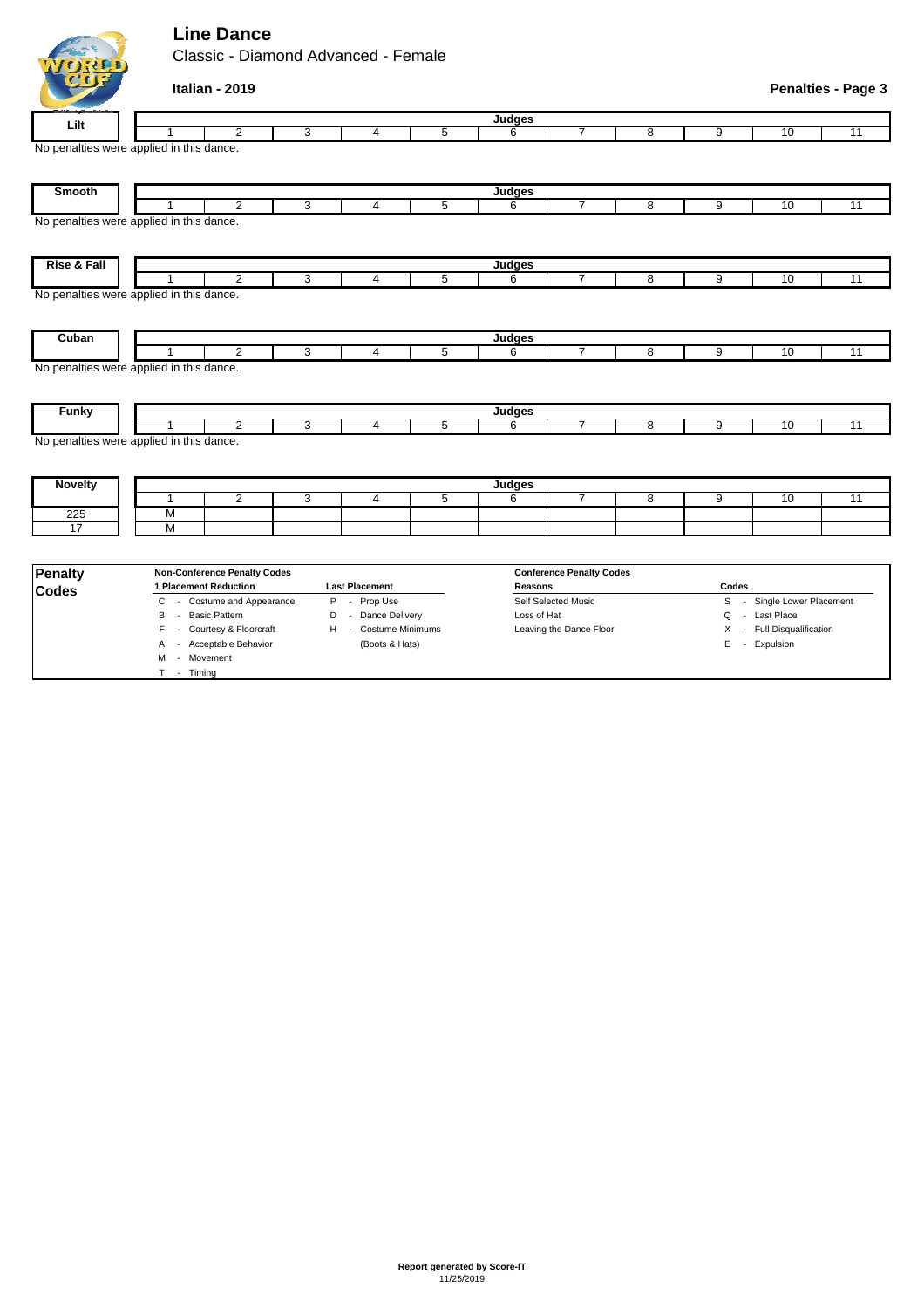# Line Dance

Classic - Diamond Advanced - Female

**Italian - 2019**

**Penalties - Page 3**

| Lilt | Judges | | | | | | | | | | |
|---|---|---|---|---|---|---|---|---|---|---|---|
| | 1 | 2 | 3 | 4 | 5 | 6 | 7 | 8 | 9 | 10 | 11 |

No penalties were applied in this dance.

| Smooth | Judges | | | | | | | | | | |
|---|---|---|---|---|---|---|---|---|---|---|---|
| | 1 | 2 | 3 | 4 | 5 | 6 | 7 | 8 | 9 | 10 | 11 |

No penalties were applied in this dance.

| Rise & Fall | Judges | | | | | | | | | | |
|---|---|---|---|---|---|---|---|---|---|---|---|
| | 1 | 2 | 3 | 4 | 5 | 6 | 7 | 8 | 9 | 10 | 11 |

No penalties were applied in this dance.

| Cuban | Judges | | | | | | | | | | |
|---|---|---|---|---|---|---|---|---|---|---|---|
| | 1 | 2 | 3 | 4 | 5 | 6 | 7 | 8 | 9 | 10 | 11 |

No penalties were applied in this dance.

| Funky | Judges | | | | | | | | | | |
|---|---|---|---|---|---|---|---|---|---|---|---|
| | 1 | 2 | 3 | 4 | 5 | 6 | 7 | 8 | 9 | 10 | 11 |

No penalties were applied in this dance.

| Novelty | Judges | | | | | | | | | | |
|---|---|---|---|---|---|---|---|---|---|---|---|
| | 1 | 2 | 3 | 4 | 5 | 6 | 7 | 8 | 9 | 10 | 11 |
| 225 | M | | | | | | | | | | |
| 17 | M | | | | | | | | | | |

**Penalty Codes**

**Non-Conference Penalty Codes**

| 1 Placement Reduction | Last Placement |
|---|---|
| C - Costume and Appearance | P - Prop Use |
| B - Basic Pattern | D - Dance Delivery |
| F - Courtesy & Floorcraft | H - Costume Minimums (Boots & Hats) |
| A - Acceptable Behavior | |
| M - Movement | |
| T - Timing | |

**Conference Penalty Codes**

| Reasons | Codes |
|---|---|
| Self Selected Music | S - Single Lower Placement |
| Loss of Hat | Q - Last Place |
| Leaving the Dance Floor | X - Full Disqualification |
| | E - Expulsion |

**Report generated by Score-IT**
11/25/2019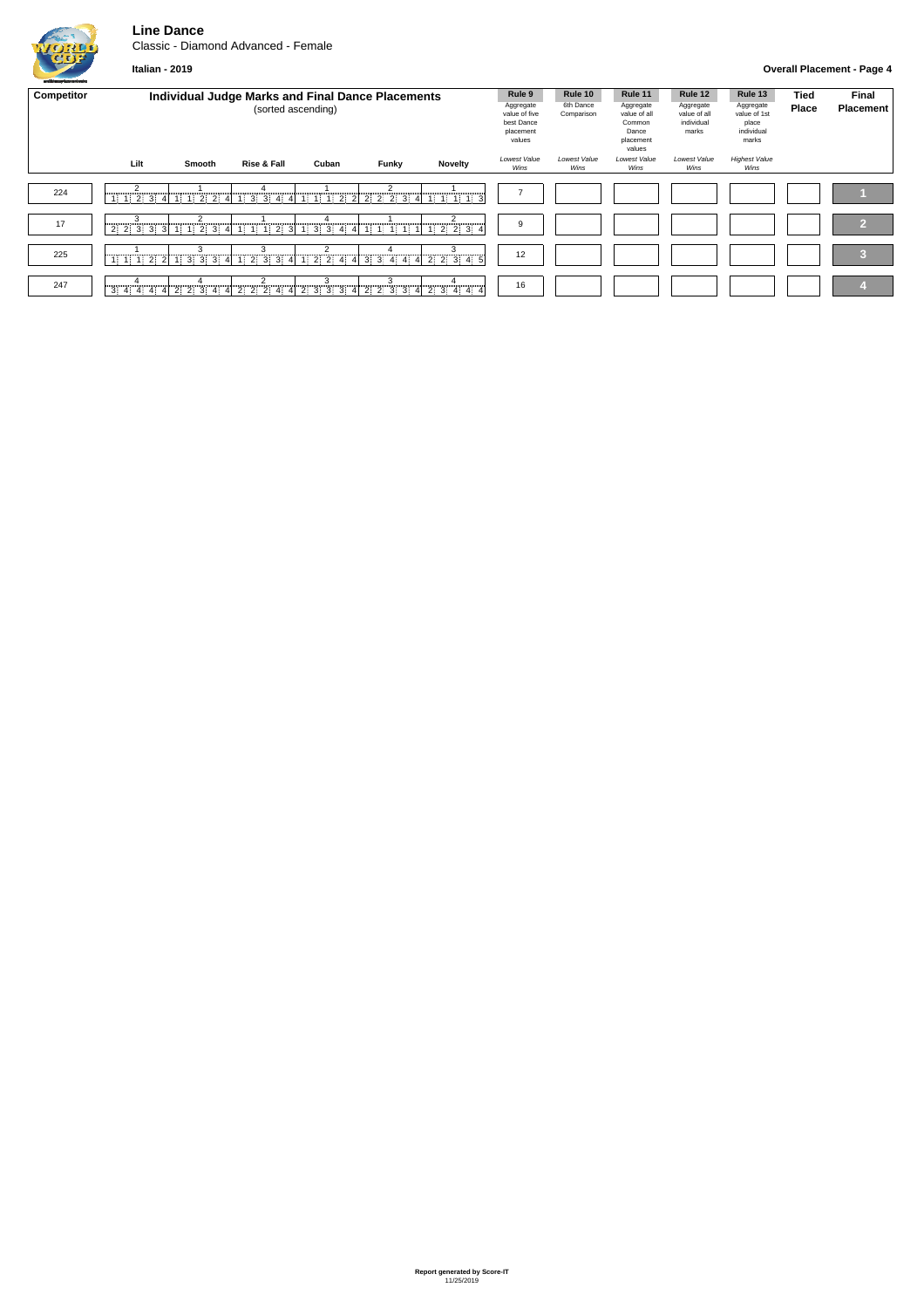# Line Dance

Classic - Diamond Advanced - Female

**Italian - 2019**

**Overall Placement - Page 4**

| Competitor | Lilt | Smooth | Rise & Fall | Cuban | Funky | Novelty | Rule 9 Aggregate value of five best Dance placement values (Lowest Value Wins) | Rule 10 6th Dance Comparison (Lowest Value Wins) | Rule 11 Aggregate value of all Common Dance placement values (Lowest Value Wins) | Rule 12 Aggregate value of all individual marks (Lowest Value Wins) | Rule 13 Aggregate value of 1st place individual marks (Highest Value Wins) | Tied Place | Final Placement |
|---|---|---|---|---|---|---|---|---|---|---|---|---|---|
| 224 | 2 (1 1 2 3 4) | 1 (1 1 2 2 4) | 4 (1 3 3 4 4) | 1 (1 1 1 2 2) | 2 (2 2 2 3 4) | 1 (1 1 1 1 3) | 7 | | | | | | 1 |
| 17 | 3 (2 2 3 3 3) | 2 (1 1 2 3 4) | 1 (1 1 1 2 3) | 4 (1 3 3 4 4) | 1 (1 1 1 1 1) | 2 (1 2 2 3 4) | 9 | | | | | | 2 |
| 225 | 1 (1 1 1 2 2) | 3 (1 3 3 3 4) | 3 (1 2 3 3 4) | 2 (1 2 2 4 4) | 4 (3 3 4 4 4) | 3 (2 2 3 4 5) | 12 | | | | | | 3 |
| 247 | 4 (3 4 4 4 4) | 4 (2 2 3 4 4) | 2 (2 2 2 4 4) | 3 (2 3 3 3 4) | 3 (2 2 3 3 4) | 4 (2 3 4 4 4) | 16 | | | | | | 4 |

Individual Judge Marks and Final Dance Placements (sorted ascending)

**Report generated by Score-IT**
11/25/2019